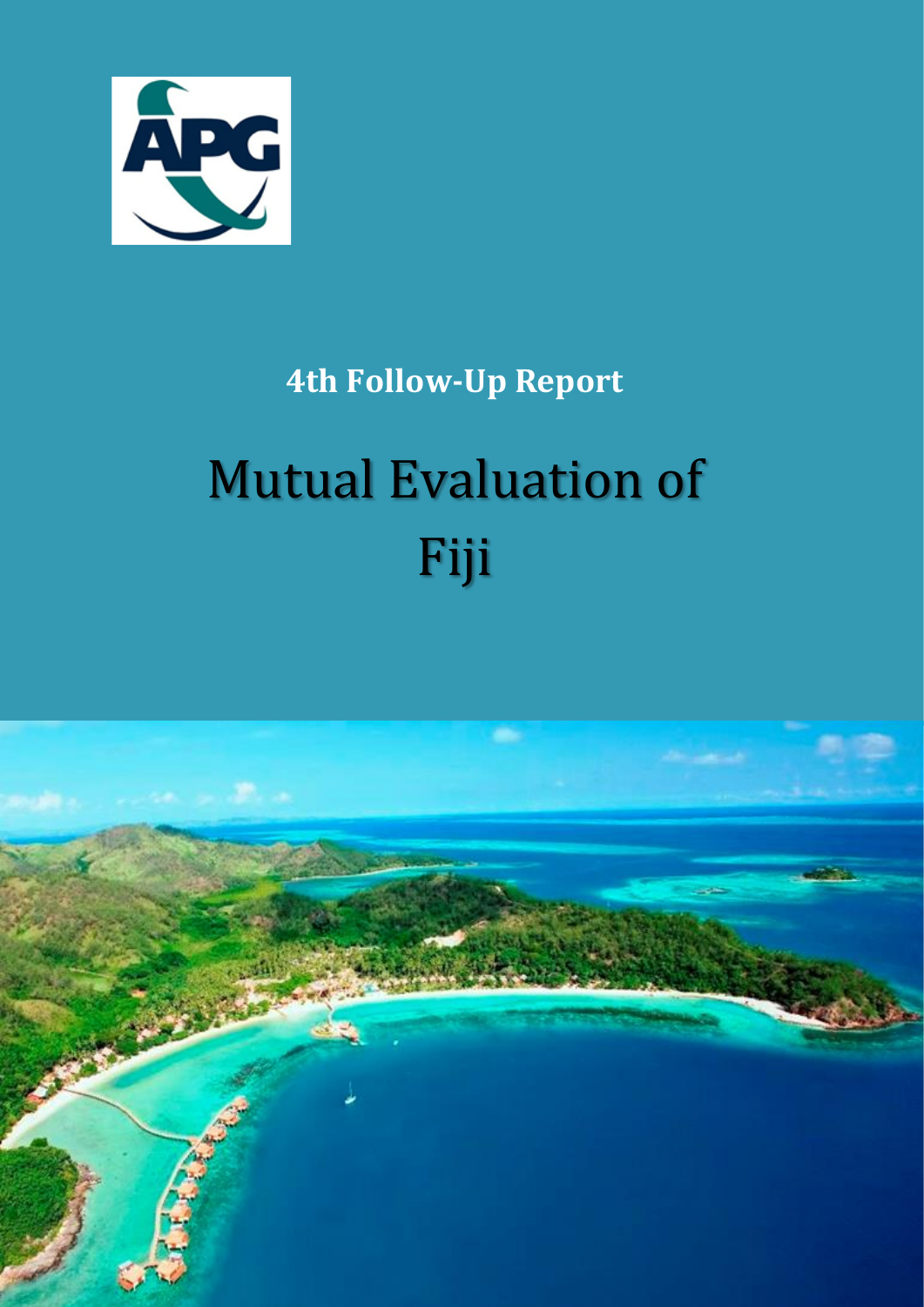APG

**4th Follow-Up Report**

# Mutual Evaluation of Fiji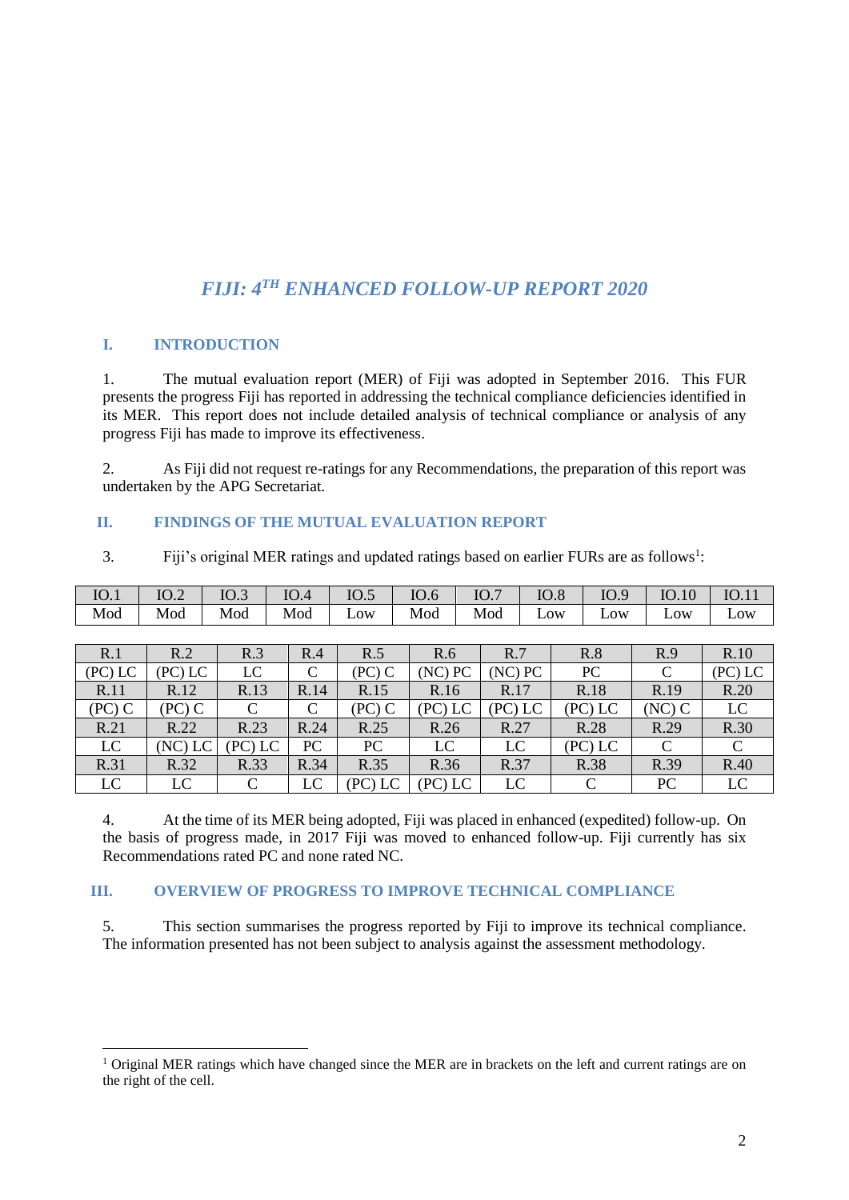# *FIJI: 4TH ENHANCED FOLLOW-UP REPORT 2020*

## I. INTRODUCTION

1. The mutual evaluation report (MER) of Fiji was adopted in September 2016. This FUR presents the progress Fiji has reported in addressing the technical compliance deficiencies identified in its MER. This report does not include detailed analysis of technical compliance or analysis of any progress Fiji has made to improve its effectiveness.

2. As Fiji did not request re-ratings for any Recommendations, the preparation of this report was undertaken by the APG Secretariat.

## II. FINDINGS OF THE MUTUAL EVALUATION REPORT

3. Fiji's original MER ratings and updated ratings based on earlier FURs are as follows[1]:

| IO.1 | IO.2 | IO.3 | IO.4 | IO.5 | IO.6 | IO.7 | IO.8 | IO.9 | IO.10 | IO.11 |
|---|---|---|---|---|---|---|---|---|---|---|
| Mod | Mod | Mod | Mod | Low | Mod | Mod | Low | Low | Low | Low |

| R.1 | R.2 | R.3 | R.4 | R.5 | R.6 | R.7 | R.8 | R.9 | R.10 |
|---|---|---|---|---|---|---|---|---|---|
| (PC) LC | (PC) LC | LC | C | (PC) C | (NC) PC | (NC) PC | PC | C | (PC) LC |
| **R.11** | **R.12** | **R.13** | **R.14** | **R.15** | **R.16** | **R.17** | **R.18** | **R.19** | **R.20** |
| (PC) C | (PC) C | C | C | (PC) C | (PC) LC | (PC) LC | (PC) LC | (NC) C | LC |
| **R.21** | **R.22** | **R.23** | **R.24** | **R.25** | **R.26** | **R.27** | **R.28** | **R.29** | **R.30** |
| LC | (NC) LC | (PC) LC | PC | PC | LC | LC | (PC) LC | C | C |
| **R.31** | **R.32** | **R.33** | **R.34** | **R.35** | **R.36** | **R.37** | **R.38** | **R.39** | **R.40** |
| LC | LC | C | LC | (PC) LC | (PC) LC | LC | C | PC | LC |

4. At the time of its MER being adopted, Fiji was placed in enhanced (expedited) follow-up. On the basis of progress made, in 2017 Fiji was moved to enhanced follow-up. Fiji currently has six Recommendations rated PC and none rated NC.

## III. OVERVIEW OF PROGRESS TO IMPROVE TECHNICAL COMPLIANCE

5. This section summarises the progress reported by Fiji to improve its technical compliance. The information presented has not been subject to analysis against the assessment methodology.

---

[1] Original MER ratings which have changed since the MER are in brackets on the left and current ratings are on the right of the cell.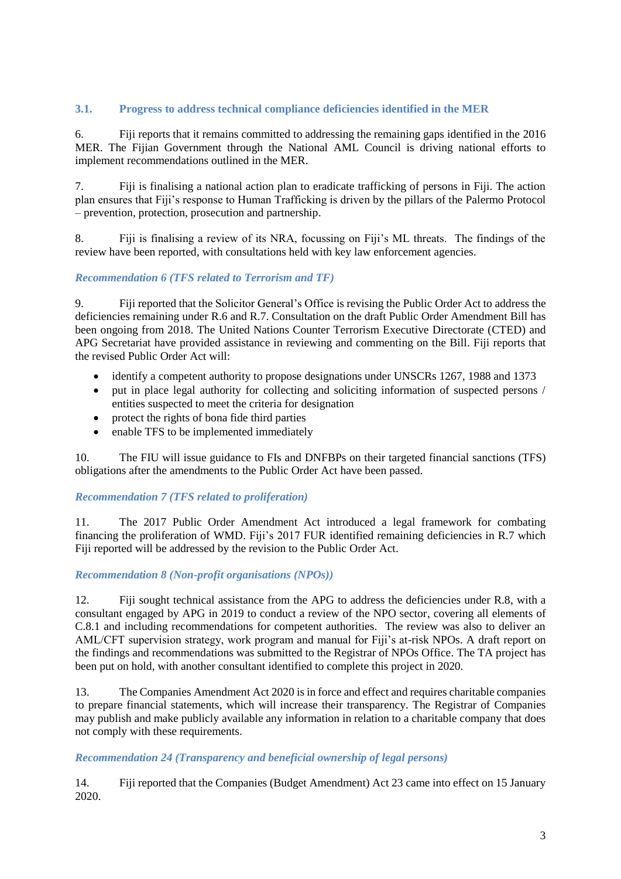### 3.1. Progress to address technical compliance deficiencies identified in the MER

6. Fiji reports that it remains committed to addressing the remaining gaps identified in the 2016 MER. The Fijian Government through the National AML Council is driving national efforts to implement recommendations outlined in the MER.

7. Fiji is finalising a national action plan to eradicate trafficking of persons in Fiji. The action plan ensures that Fiji's response to Human Trafficking is driven by the pillars of the Palermo Protocol – prevention, protection, prosecution and partnership.

8. Fiji is finalising a review of its NRA, focussing on Fiji's ML threats. The findings of the review have been reported, with consultations held with key law enforcement agencies.

#### *Recommendation 6 (TFS related to Terrorism and TF)*

9. Fiji reported that the Solicitor General's Office is revising the Public Order Act to address the deficiencies remaining under R.6 and R.7. Consultation on the draft Public Order Amendment Bill has been ongoing from 2018. The United Nations Counter Terrorism Executive Directorate (CTED) and APG Secretariat have provided assistance in reviewing and commenting on the Bill. Fiji reports that the revised Public Order Act will:

- identify a competent authority to propose designations under UNSCRs 1267, 1988 and 1373
- put in place legal authority for collecting and soliciting information of suspected persons / entities suspected to meet the criteria for designation
- protect the rights of bona fide third parties
- enable TFS to be implemented immediately

10. The FIU will issue guidance to FIs and DNFBPs on their targeted financial sanctions (TFS) obligations after the amendments to the Public Order Act have been passed.

#### *Recommendation 7 (TFS related to proliferation)*

11. The 2017 Public Order Amendment Act introduced a legal framework for combating financing the proliferation of WMD. Fiji's 2017 FUR identified remaining deficiencies in R.7 which Fiji reported will be addressed by the revision to the Public Order Act.

#### *Recommendation 8 (Non-profit organisations (NPOs))*

12. Fiji sought technical assistance from the APG to address the deficiencies under R.8, with a consultant engaged by APG in 2019 to conduct a review of the NPO sector, covering all elements of C.8.1 and including recommendations for competent authorities. The review was also to deliver an AML/CFT supervision strategy, work program and manual for Fiji's at-risk NPOs. A draft report on the findings and recommendations was submitted to the Registrar of NPOs Office. The TA project has been put on hold, with another consultant identified to complete this project in 2020.

13. The Companies Amendment Act 2020 is in force and effect and requires charitable companies to prepare financial statements, which will increase their transparency. The Registrar of Companies may publish and make publicly available any information in relation to a charitable company that does not comply with these requirements.

#### *Recommendation 24 (Transparency and beneficial ownership of legal persons)*

14. Fiji reported that the Companies (Budget Amendment) Act 23 came into effect on 15 January 2020.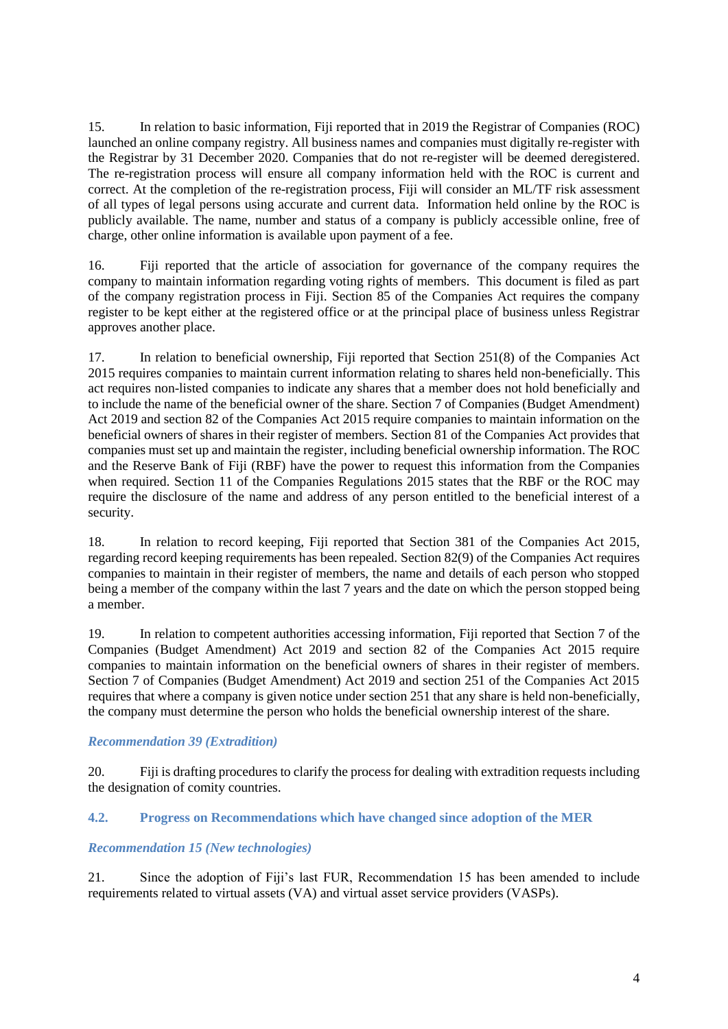15. In relation to basic information, Fiji reported that in 2019 the Registrar of Companies (ROC) launched an online company registry. All business names and companies must digitally re-register with the Registrar by 31 December 2020. Companies that do not re-register will be deemed deregistered. The re-registration process will ensure all company information held with the ROC is current and correct. At the completion of the re-registration process, Fiji will consider an ML/TF risk assessment of all types of legal persons using accurate and current data. Information held online by the ROC is publicly available. The name, number and status of a company is publicly accessible online, free of charge, other online information is available upon payment of a fee.

16. Fiji reported that the article of association for governance of the company requires the company to maintain information regarding voting rights of members. This document is filed as part of the company registration process in Fiji. Section 85 of the Companies Act requires the company register to be kept either at the registered office or at the principal place of business unless Registrar approves another place.

17. In relation to beneficial ownership, Fiji reported that Section 251(8) of the Companies Act 2015 requires companies to maintain current information relating to shares held non-beneficially. This act requires non-listed companies to indicate any shares that a member does not hold beneficially and to include the name of the beneficial owner of the share. Section 7 of Companies (Budget Amendment) Act 2019 and section 82 of the Companies Act 2015 require companies to maintain information on the beneficial owners of shares in their register of members. Section 81 of the Companies Act provides that companies must set up and maintain the register, including beneficial ownership information. The ROC and the Reserve Bank of Fiji (RBF) have the power to request this information from the Companies when required. Section 11 of the Companies Regulations 2015 states that the RBF or the ROC may require the disclosure of the name and address of any person entitled to the beneficial interest of a security.

18. In relation to record keeping, Fiji reported that Section 381 of the Companies Act 2015, regarding record keeping requirements has been repealed. Section 82(9) of the Companies Act requires companies to maintain in their register of members, the name and details of each person who stopped being a member of the company within the last 7 years and the date on which the person stopped being a member.

19. In relation to competent authorities accessing information, Fiji reported that Section 7 of the Companies (Budget Amendment) Act 2019 and section 82 of the Companies Act 2015 require companies to maintain information on the beneficial owners of shares in their register of members. Section 7 of Companies (Budget Amendment) Act 2019 and section 251 of the Companies Act 2015 requires that where a company is given notice under section 251 that any share is held non-beneficially, the company must determine the person who holds the beneficial ownership interest of the share.

#### *Recommendation 39 (Extradition)*

20. Fiji is drafting procedures to clarify the process for dealing with extradition requests including the designation of comity countries.

### 4.2. Progress on Recommendations which have changed since adoption of the MER

#### *Recommendation 15 (New technologies)*

21. Since the adoption of Fiji's last FUR, Recommendation 15 has been amended to include requirements related to virtual assets (VA) and virtual asset service providers (VASPs).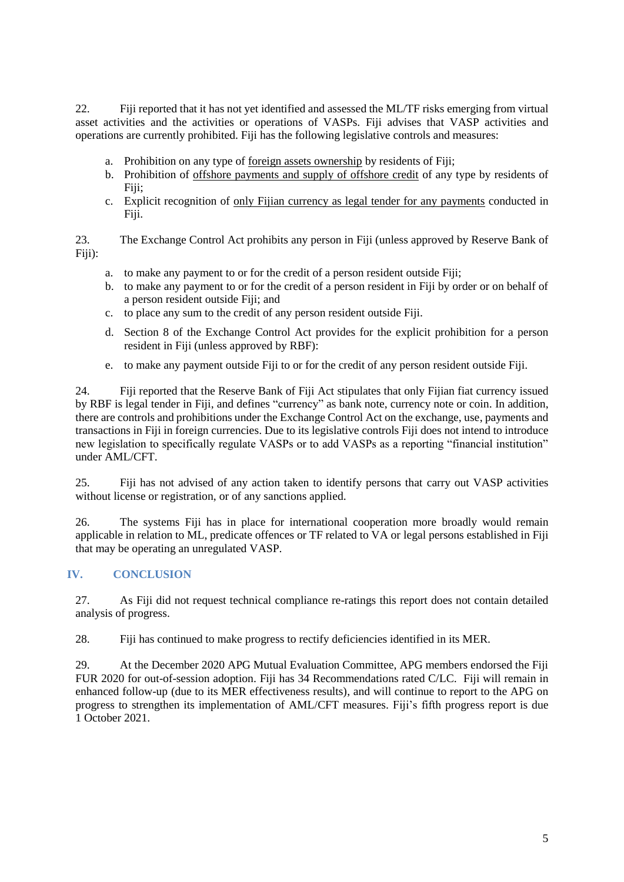22. Fiji reported that it has not yet identified and assessed the ML/TF risks emerging from virtual asset activities and the activities or operations of VASPs. Fiji advises that VASP activities and operations are currently prohibited. Fiji has the following legislative controls and measures:

a. Prohibition on any type of foreign assets ownership by residents of Fiji;
b. Prohibition of offshore payments and supply of offshore credit of any type by residents of Fiji;
c. Explicit recognition of only Fijian currency as legal tender for any payments conducted in Fiji.

23. The Exchange Control Act prohibits any person in Fiji (unless approved by Reserve Bank of Fiji):

a. to make any payment to or for the credit of a person resident outside Fiji;
b. to make any payment to or for the credit of a person resident in Fiji by order or on behalf of a person resident outside Fiji; and
c. to place any sum to the credit of any person resident outside Fiji.
d. Section 8 of the Exchange Control Act provides for the explicit prohibition for a person resident in Fiji (unless approved by RBF):
e. to make any payment outside Fiji to or for the credit of any person resident outside Fiji.

24. Fiji reported that the Reserve Bank of Fiji Act stipulates that only Fijian fiat currency issued by RBF is legal tender in Fiji, and defines "currency" as bank note, currency note or coin. In addition, there are controls and prohibitions under the Exchange Control Act on the exchange, use, payments and transactions in Fiji in foreign currencies. Due to its legislative controls Fiji does not intend to introduce new legislation to specifically regulate VASPs or to add VASPs as a reporting "financial institution" under AML/CFT.

25. Fiji has not advised of any action taken to identify persons that carry out VASP activities without license or registration, or of any sanctions applied.

26. The systems Fiji has in place for international cooperation more broadly would remain applicable in relation to ML, predicate offences or TF related to VA or legal persons established in Fiji that may be operating an unregulated VASP.

## IV. CONCLUSION

27. As Fiji did not request technical compliance re-ratings this report does not contain detailed analysis of progress.

28. Fiji has continued to make progress to rectify deficiencies identified in its MER.

29. At the December 2020 APG Mutual Evaluation Committee, APG members endorsed the Fiji FUR 2020 for out-of-session adoption. Fiji has 34 Recommendations rated C/LC. Fiji will remain in enhanced follow-up (due to its MER effectiveness results), and will continue to report to the APG on progress to strengthen its implementation of AML/CFT measures. Fiji's fifth progress report is due 1 October 2021.